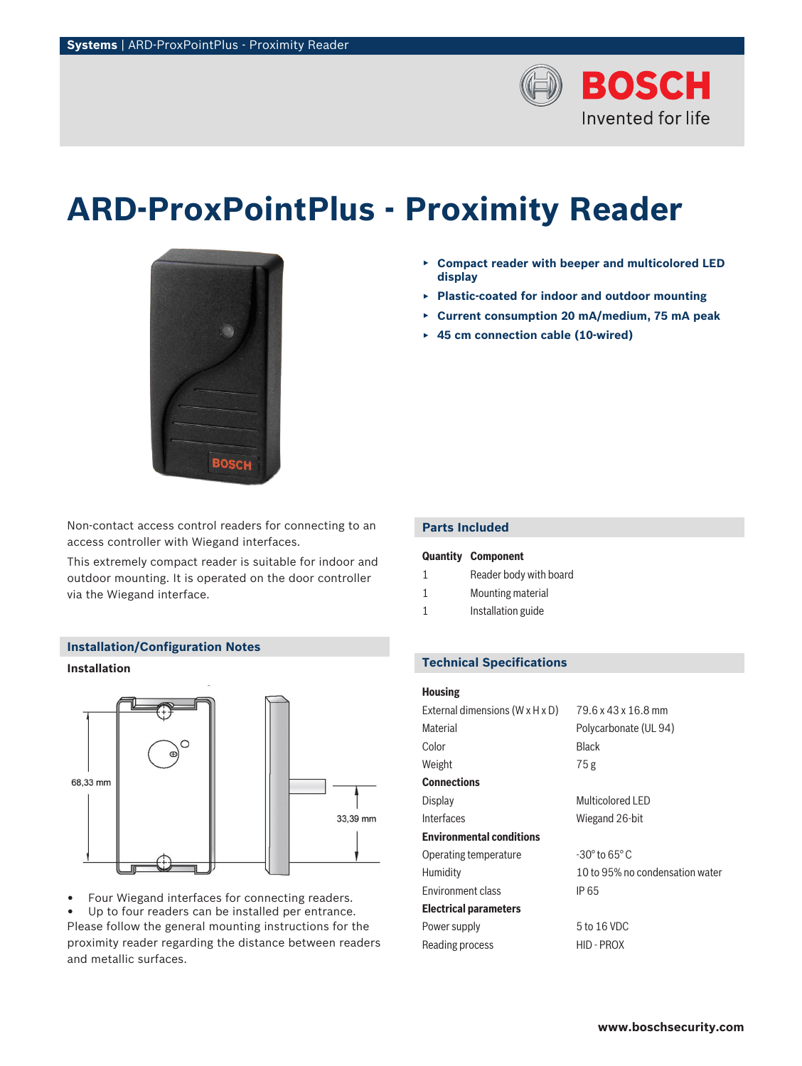# ARD-ProxPointPlus - Proximity Reader

- **Compact reader with beeper and multicolored LED display**
- **Plastic-coated for indoor and outdoor mounting**
- **Current consumption 20 mA/medium, 75 mA peak**
- **45 cm connection cable (10-wired)**

Non-contact access control readers for connecting to an access controller with Wiegand interfaces.

This extremely compact reader is suitable for indoor and outdoor mounting. It is operated on the door controller via the Wiegand interface.

## Installation/Configuration Notes

### Installation

68,33 mm

33,39 mm

- Four Wiegand interfaces for connecting readers.
- Up to four readers can be installed per entrance.

Please follow the general mounting instructions for the proximity reader regarding the distance between readers and metallic surfaces.

## Parts Included

| Quantity | Component |
| --- | --- |
| 1 | Reader body with board |
| 1 | Mounting material |
| 1 | Installation guide |

## Technical Specifications

| | |
| --- | --- |
| **Housing** | |
| External dimensions (W x H x D) | 79.6 x 43 x 16.8 mm |
| Material | Polycarbonate (UL 94) |
| Color | Black |
| Weight | 75 g |
| **Connections** | |
| Display | Multicolored LED |
| Interfaces | Wiegand 26-bit |
| **Environmental conditions** | |
| Operating temperature | -30° to 65° C |
| Humidity | 10 to 95% no condensation water |
| Environment class | IP 65 |
| **Electrical parameters** | |
| Power supply | 5 to 16 VDC |
| Reading process | HID - PROX |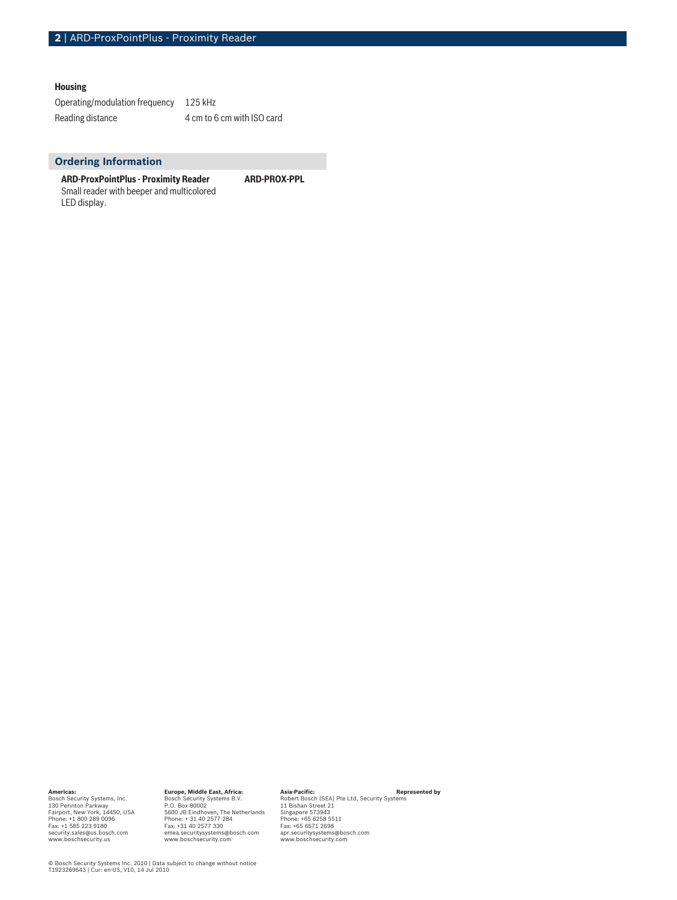**Housing**

| | |
|---|---|
| Operating/modulation frequency | 125 kHz |
| Reading distance | 4 cm to 6 cm with ISO card |

## Ordering Information

**ARD-ProxPointPlus - Proximity Reader** **ARD-PROX-PPL**
Small reader with beeper and multicolored LED display.

**Americas:**
Bosch Security Systems, Inc.
130 Perinton Parkway
Fairport, New York, 14450, USA
Phone: +1 800 289 0096
Fax: +1 585 223 9180
security.sales@us.bosch.com
www.boschsecurity.us

**Europe, Middle East, Africa:**
Bosch Security Systems B.V.
P.O. Box 80002
5600 JB Eindhoven, The Netherlands
Phone: + 31 40 2577 284
Fax: +31 40 2577 330
emea.securitysystems@bosch.com
www.boschsecurity.com

**Asia-Pacific:**
Robert Bosch (SEA) Pte Ltd, Security Systems
11 Bishan Street 21
Singapore 573943
Phone: +65 6258 5511
Fax: +65 6571 2698
apr.securitysystems@bosch.com
www.boschsecurity.com

**Represented by**

© Bosch Security Systems Inc. 2010 | Data subject to change without notice
T1923269643 | Cur: en-US, V10, 14 Jul 2010